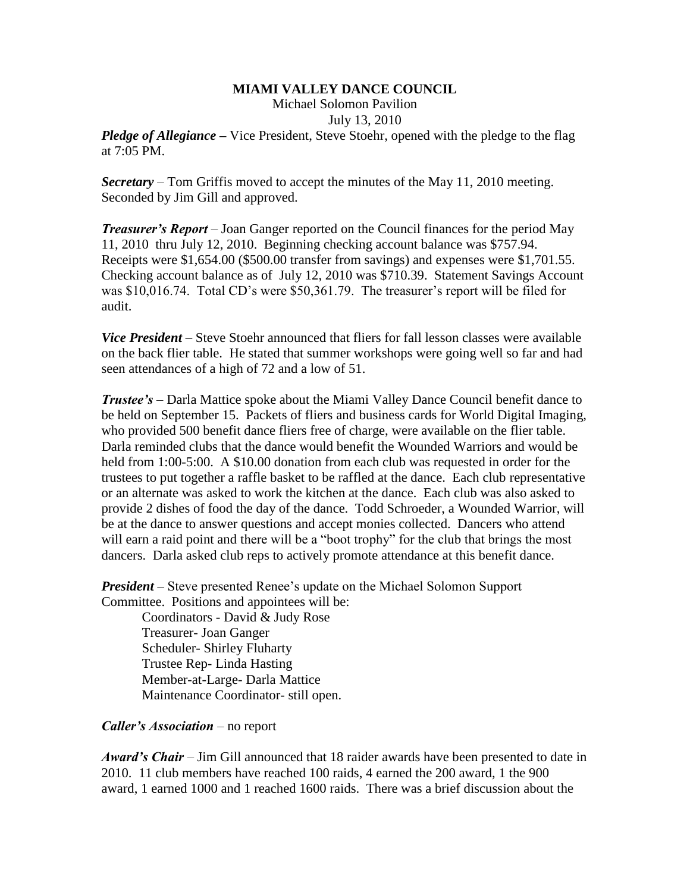**MIAMI VALLEY DANCE COUNCIL**

Michael Solomon Pavilion

July 13, 2010

***Pledge of Allegiance*** **–** Vice President, Steve Stoehr, opened with the pledge to the flag at 7:05 PM.

***Secretary*** – Tom Griffis moved to accept the minutes of the May 11, 2010 meeting. Seconded by Jim Gill and approved.

***Treasurer's Report*** – Joan Ganger reported on the Council finances for the period May 11, 2010 thru July 12, 2010. Beginning checking account balance was $757.94. Receipts were $1,654.00 ($500.00 transfer from savings) and expenses were $1,701.55. Checking account balance as of July 12, 2010 was $710.39. Statement Savings Account was $10,016.74. Total CD's were $50,361.79. The treasurer's report will be filed for audit.

***Vice President*** – Steve Stoehr announced that fliers for fall lesson classes were available on the back flier table. He stated that summer workshops were going well so far and had seen attendances of a high of 72 and a low of 51.

***Trustee's*** – Darla Mattice spoke about the Miami Valley Dance Council benefit dance to be held on September 15. Packets of fliers and business cards for World Digital Imaging, who provided 500 benefit dance fliers free of charge, were available on the flier table. Darla reminded clubs that the dance would benefit the Wounded Warriors and would be held from 1:00-5:00. A $10.00 donation from each club was requested in order for the trustees to put together a raffle basket to be raffled at the dance. Each club representative or an alternate was asked to work the kitchen at the dance. Each club was also asked to provide 2 dishes of food the day of the dance. Todd Schroeder, a Wounded Warrior, will be at the dance to answer questions and accept monies collected. Dancers who attend will earn a raid point and there will be a "boot trophy" for the club that brings the most dancers. Darla asked club reps to actively promote attendance at this benefit dance.

***President*** – Steve presented Renee's update on the Michael Solomon Support Committee. Positions and appointees will be:

Coordinators - David & Judy Rose
Treasurer- Joan Ganger
Scheduler- Shirley Fluharty
Trustee Rep- Linda Hasting
Member-at-Large- Darla Mattice
Maintenance Coordinator- still open.

***Caller's Association*** – no report

***Award's Chair*** – Jim Gill announced that 18 raider awards have been presented to date in 2010. 11 club members have reached 100 raids, 4 earned the 200 award, 1 the 900 award, 1 earned 1000 and 1 reached 1600 raids. There was a brief discussion about the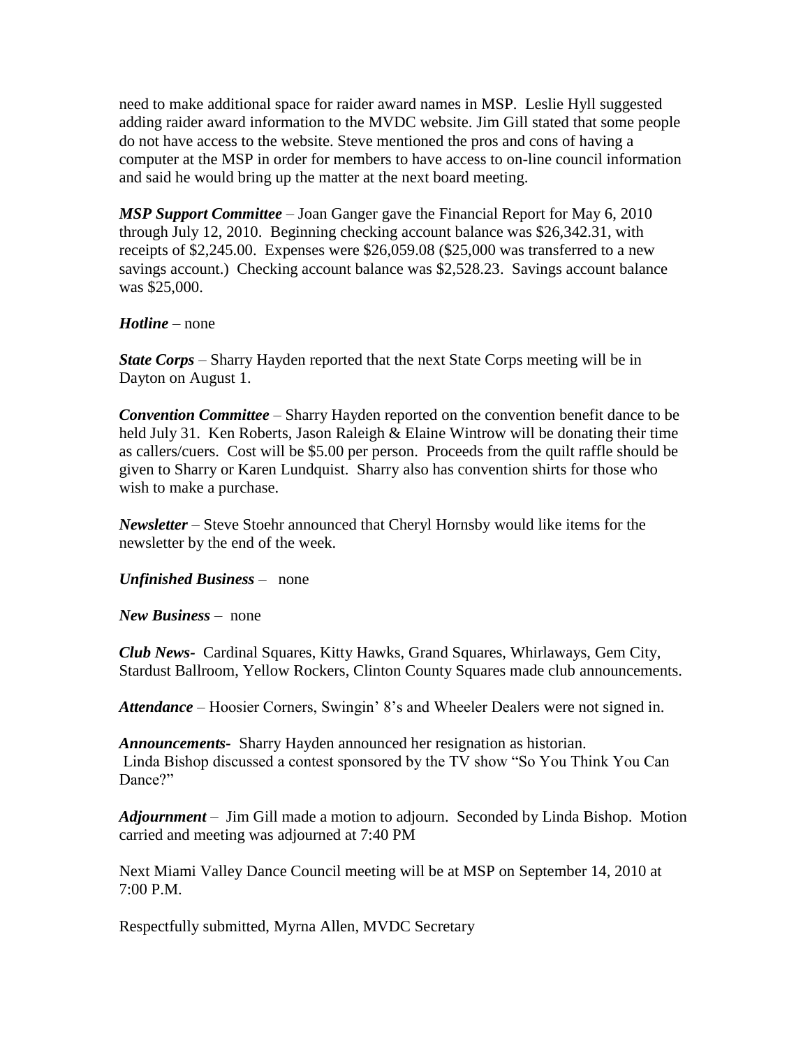need to make additional space for raider award names in MSP. Leslie Hyll suggested adding raider award information to the MVDC website. Jim Gill stated that some people do not have access to the website. Steve mentioned the pros and cons of having a computer at the MSP in order for members to have access to on-line council information and said he would bring up the matter at the next board meeting.

***MSP Support Committee*** – Joan Ganger gave the Financial Report for May 6, 2010 through July 12, 2010. Beginning checking account balance was $26,342.31, with receipts of $2,245.00. Expenses were $26,059.08 ($25,000 was transferred to a new savings account.) Checking account balance was $2,528.23. Savings account balance was $25,000.

***Hotline*** – none

***State Corps*** – Sharry Hayden reported that the next State Corps meeting will be in Dayton on August 1.

***Convention Committee*** – Sharry Hayden reported on the convention benefit dance to be held July 31. Ken Roberts, Jason Raleigh & Elaine Wintrow will be donating their time as callers/cuers. Cost will be $5.00 per person. Proceeds from the quilt raffle should be given to Sharry or Karen Lundquist. Sharry also has convention shirts for those who wish to make a purchase.

***Newsletter*** – Steve Stoehr announced that Cheryl Hornsby would like items for the newsletter by the end of the week.

***Unfinished Business*** – none

***New Business*** – none

***Club News-*** Cardinal Squares, Kitty Hawks, Grand Squares, Whirlaways, Gem City, Stardust Ballroom, Yellow Rockers, Clinton County Squares made club announcements.

***Attendance*** – Hoosier Corners, Swingin' 8's and Wheeler Dealers were not signed in.

***Announcements-*** Sharry Hayden announced her resignation as historian.
Linda Bishop discussed a contest sponsored by the TV show "So You Think You Can Dance?"

***Adjournment*** – Jim Gill made a motion to adjourn. Seconded by Linda Bishop. Motion carried and meeting was adjourned at 7:40 PM

Next Miami Valley Dance Council meeting will be at MSP on September 14, 2010 at 7:00 P.M.

Respectfully submitted, Myrna Allen, MVDC Secretary